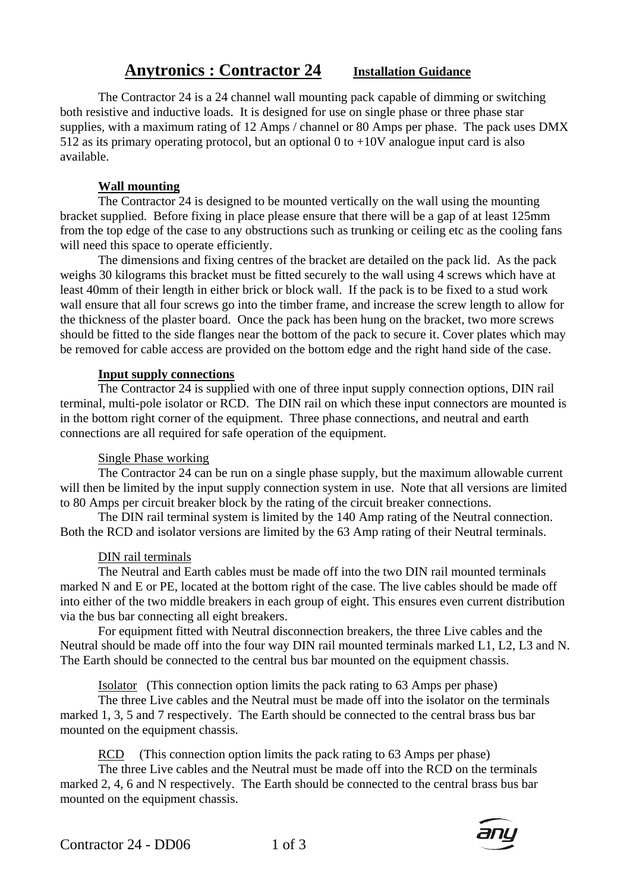# Anytronics : Contractor 24 **Installation Guidance**

The Contractor 24 is a 24 channel wall mounting pack capable of dimming or switching both resistive and inductive loads. It is designed for use on single phase or three phase star supplies, with a maximum rating of 12 Amps / channel or 80 Amps per phase. The pack uses DMX 512 as its primary operating protocol, but an optional 0 to +10V analogue input card is also available.

## Wall mounting

The Contractor 24 is designed to be mounted vertically on the wall using the mounting bracket supplied. Before fixing in place please ensure that there will be a gap of at least 125mm from the top edge of the case to any obstructions such as trunking or ceiling etc as the cooling fans will need this space to operate efficiently.

The dimensions and fixing centres of the bracket are detailed on the pack lid. As the pack weighs 30 kilograms this bracket must be fitted securely to the wall using 4 screws which have at least 40mm of their length in either brick or block wall. If the pack is to be fixed to a stud work wall ensure that all four screws go into the timber frame, and increase the screw length to allow for the thickness of the plaster board. Once the pack has been hung on the bracket, two more screws should be fitted to the side flanges near the bottom of the pack to secure it. Cover plates which may be removed for cable access are provided on the bottom edge and the right hand side of the case.

## Input supply connections

The Contractor 24 is supplied with one of three input supply connection options, DIN rail terminal, multi-pole isolator or RCD. The DIN rail on which these input connectors are mounted is in the bottom right corner of the equipment. Three phase connections, and neutral and earth connections are all required for safe operation of the equipment.

### Single Phase working

The Contractor 24 can be run on a single phase supply, but the maximum allowable current will then be limited by the input supply connection system in use. Note that all versions are limited to 80 Amps per circuit breaker block by the rating of the circuit breaker connections.

The DIN rail terminal system is limited by the 140 Amp rating of the Neutral connection. Both the RCD and isolator versions are limited by the 63 Amp rating of their Neutral terminals.

### DIN rail terminals

The Neutral and Earth cables must be made off into the two DIN rail mounted terminals marked N and E or PE, located at the bottom right of the case. The live cables should be made off into either of the two middle breakers in each group of eight. This ensures even current distribution via the bus bar connecting all eight breakers.

For equipment fitted with Neutral disconnection breakers, the three Live cables and the Neutral should be made off into the four way DIN rail mounted terminals marked L1, L2, L3 and N. The Earth should be connected to the central bus bar mounted on the equipment chassis.

### Isolator (This connection option limits the pack rating to 63 Amps per phase)

The three Live cables and the Neutral must be made off into the isolator on the terminals marked 1, 3, 5 and 7 respectively. The Earth should be connected to the central brass bus bar mounted on the equipment chassis.

### RCD (This connection option limits the pack rating to 63 Amps per phase)

The three Live cables and the Neutral must be made off into the RCD on the terminals marked 2, 4, 6 and N respectively. The Earth should be connected to the central brass bus bar mounted on the equipment chassis.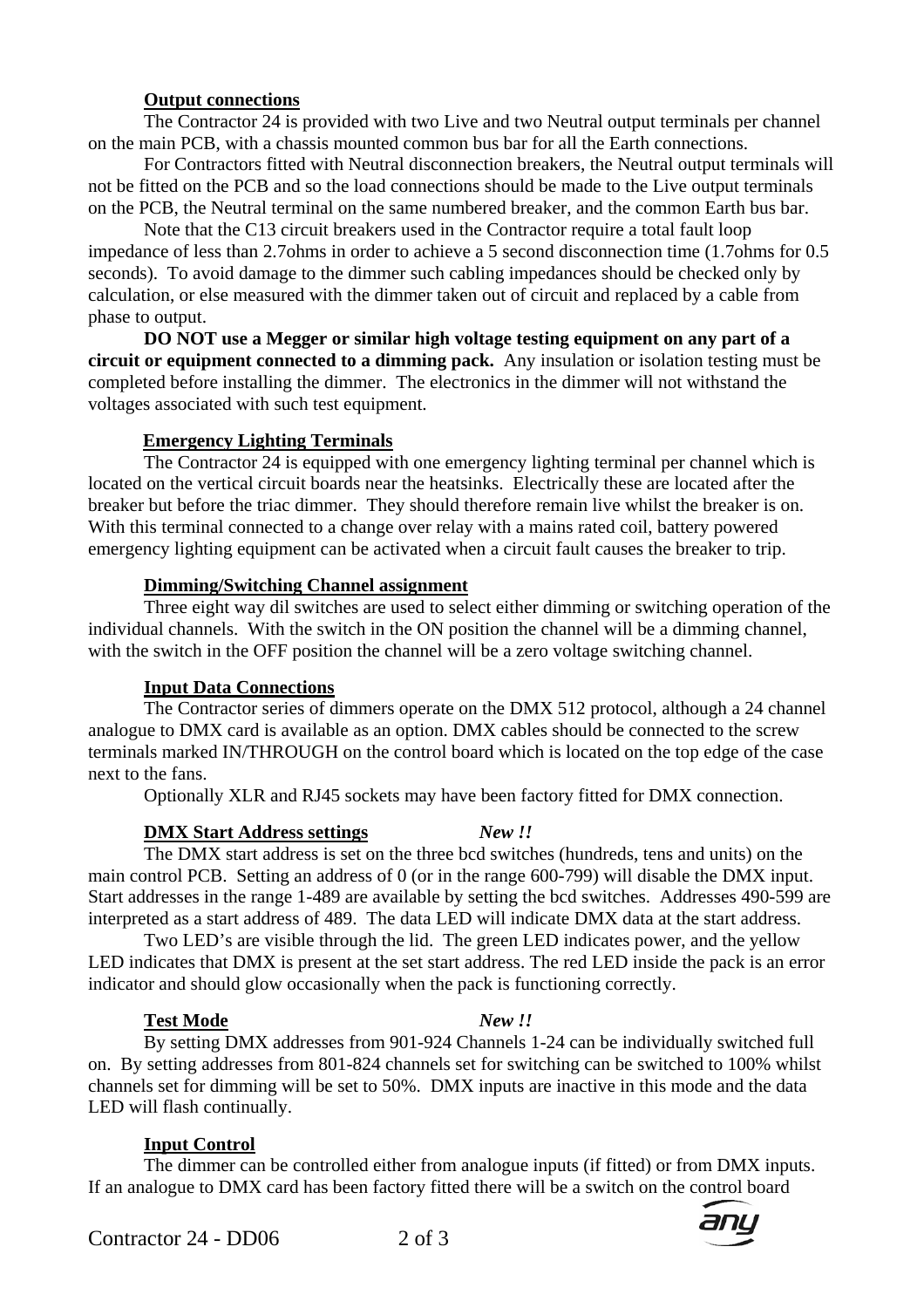### Output connections

The Contractor 24 is provided with two Live and two Neutral output terminals per channel on the main PCB, with a chassis mounted common bus bar for all the Earth connections.

For Contractors fitted with Neutral disconnection breakers, the Neutral output terminals will not be fitted on the PCB and so the load connections should be made to the Live output terminals on the PCB, the Neutral terminal on the same numbered breaker, and the common Earth bus bar.

Note that the C13 circuit breakers used in the Contractor require a total fault loop impedance of less than 2.7ohms in order to achieve a 5 second disconnection time (1.7ohms for 0.5 seconds). To avoid damage to the dimmer such cabling impedances should be checked only by calculation, or else measured with the dimmer taken out of circuit and replaced by a cable from phase to output.

**DO NOT use a Megger or similar high voltage testing equipment on any part of a circuit or equipment connected to a dimming pack.** Any insulation or isolation testing must be completed before installing the dimmer. The electronics in the dimmer will not withstand the voltages associated with such test equipment.

### Emergency Lighting Terminals

The Contractor 24 is equipped with one emergency lighting terminal per channel which is located on the vertical circuit boards near the heatsinks. Electrically these are located after the breaker but before the triac dimmer. They should therefore remain live whilst the breaker is on. With this terminal connected to a change over relay with a mains rated coil, battery powered emergency lighting equipment can be activated when a circuit fault causes the breaker to trip.

### Dimming/Switching Channel assignment

Three eight way dil switches are used to select either dimming or switching operation of the individual channels. With the switch in the ON position the channel will be a dimming channel, with the switch in the OFF position the channel will be a zero voltage switching channel.

### Input Data Connections

The Contractor series of dimmers operate on the DMX 512 protocol, although a 24 channel analogue to DMX card is available as an option. DMX cables should be connected to the screw terminals marked IN/THROUGH on the control board which is located on the top edge of the case next to the fans.

Optionally XLR and RJ45 sockets may have been factory fitted for DMX connection.

### DMX Start Address settings *New !!*

The DMX start address is set on the three bcd switches (hundreds, tens and units) on the main control PCB. Setting an address of 0 (or in the range 600-799) will disable the DMX input. Start addresses in the range 1-489 are available by setting the bcd switches. Addresses 490-599 are interpreted as a start address of 489. The data LED will indicate DMX data at the start address.

Two LED's are visible through the lid. The green LED indicates power, and the yellow LED indicates that DMX is present at the set start address. The red LED inside the pack is an error indicator and should glow occasionally when the pack is functioning correctly.

### Test Mode *New !!*

By setting DMX addresses from 901-924 Channels 1-24 can be individually switched full on. By setting addresses from 801-824 channels set for switching can be switched to 100% whilst channels set for dimming will be set to 50%. DMX inputs are inactive in this mode and the data LED will flash continually.

### Input Control

The dimmer can be controlled either from analogue inputs (if fitted) or from DMX inputs. If an analogue to DMX card has been factory fitted there will be a switch on the control board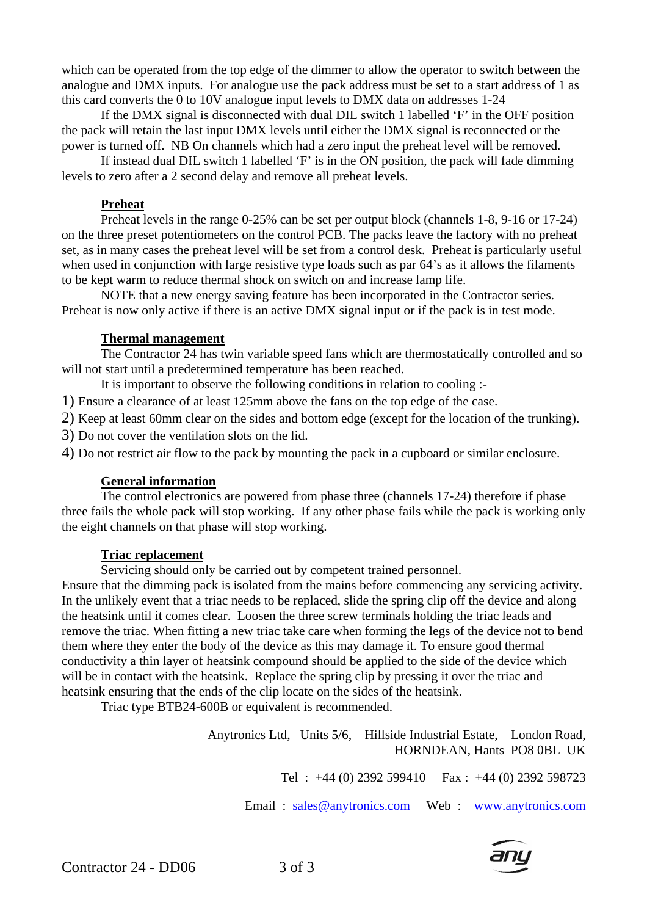which can be operated from the top edge of the dimmer to allow the operator to switch between the analogue and DMX inputs. For analogue use the pack address must be set to a start address of 1 as this card converts the 0 to 10V analogue input levels to DMX data on addresses 1-24

If the DMX signal is disconnected with dual DIL switch 1 labelled 'F' in the OFF position the pack will retain the last input DMX levels until either the DMX signal is reconnected or the power is turned off. NB On channels which had a zero input the preheat level will be removed.

If instead dual DIL switch 1 labelled 'F' is in the ON position, the pack will fade dimming levels to zero after a 2 second delay and remove all preheat levels.

**Preheat**

Preheat levels in the range 0-25% can be set per output block (channels 1-8, 9-16 or 17-24) on the three preset potentiometers on the control PCB. The packs leave the factory with no preheat set, as in many cases the preheat level will be set from a control desk. Preheat is particularly useful when used in conjunction with large resistive type loads such as par 64's as it allows the filaments to be kept warm to reduce thermal shock on switch on and increase lamp life.

NOTE that a new energy saving feature has been incorporated in the Contractor series. Preheat is now only active if there is an active DMX signal input or if the pack is in test mode.

**Thermal management**

The Contractor 24 has twin variable speed fans which are thermostatically controlled and so will not start until a predetermined temperature has been reached.

It is important to observe the following conditions in relation to cooling :-

1) Ensure a clearance of at least 125mm above the fans on the top edge of the case.
2) Keep at least 60mm clear on the sides and bottom edge (except for the location of the trunking).
3) Do not cover the ventilation slots on the lid.
4) Do not restrict air flow to the pack by mounting the pack in a cupboard or similar enclosure.

**General information**

The control electronics are powered from phase three (channels 17-24) therefore if phase three fails the whole pack will stop working. If any other phase fails while the pack is working only the eight channels on that phase will stop working.

**Triac replacement**

Servicing should only be carried out by competent trained personnel.

Ensure that the dimming pack is isolated from the mains before commencing any servicing activity. In the unlikely event that a triac needs to be replaced, slide the spring clip off the device and along the heatsink until it comes clear. Loosen the three screw terminals holding the triac leads and remove the triac. When fitting a new triac take care when forming the legs of the device not to bend them where they enter the body of the device as this may damage it. To ensure good thermal conductivity a thin layer of heatsink compound should be applied to the side of the device which will be in contact with the heatsink. Replace the spring clip by pressing it over the triac and heatsink ensuring that the ends of the clip locate on the sides of the heatsink.

Triac type BTB24-600B or equivalent is recommended.

Anytronics Ltd, Units 5/6, Hillside Industrial Estate, London Road, HORNDEAN, Hants PO8 0BL UK

Tel : +44 (0) 2392 599410 Fax : +44 (0) 2392 598723

Email : sales@anytronics.com Web : www.anytronics.com